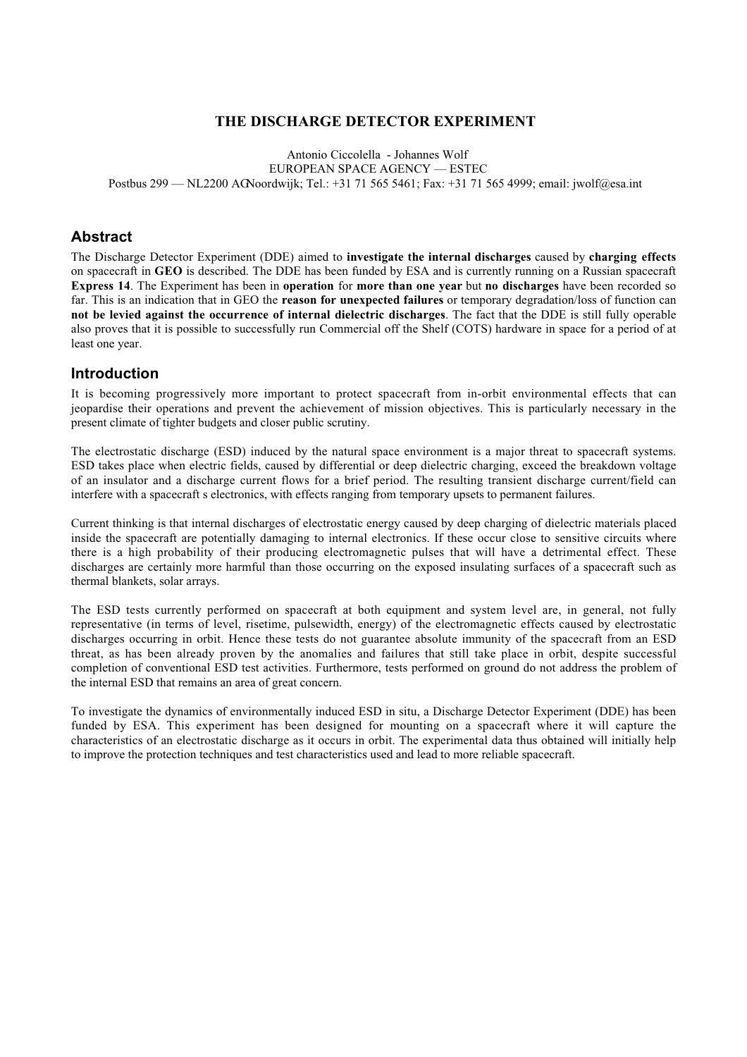# THE DISCHARGE DETECTOR EXPERIMENT

Antonio Ciccolella - Johannes Wolf
EUROPEAN SPACE AGENCY — ESTEC
Postbus 299 — NL2200 AGNoordwijk; Tel.: +31 71 565 5461; Fax: +31 71 565 4999; email: jwolf@esa.int

## Abstract

The Discharge Detector Experiment (DDE) aimed to **investigate the internal discharges** caused by **charging effects** on spacecraft in **GEO** is described. The DDE has been funded by ESA and is currently running on a Russian spacecraft **Express 14**. The Experiment has been in **operation** for **more than one year** but **no discharges** have been recorded so far. This is an indication that in GEO the **reason for unexpected failures** or temporary degradation/loss of function can **not be levied against the occurrence of internal dielectric discharges**. The fact that the DDE is still fully operable also proves that it is possible to successfully run Commercial off the Shelf (COTS) hardware in space for a period of at least one year.

## Introduction

It is becoming progressively more important to protect spacecraft from in-orbit environmental effects that can jeopardise their operations and prevent the achievement of mission objectives. This is particularly necessary in the present climate of tighter budgets and closer public scrutiny.

The electrostatic discharge (ESD) induced by the natural space environment is a major threat to spacecraft systems. ESD takes place when electric fields, caused by differential or deep dielectric charging, exceed the breakdown voltage of an insulator and a discharge current flows for a brief period. The resulting transient discharge current/field can interfere with a spacecraft s electronics, with effects ranging from temporary upsets to permanent failures.

Current thinking is that internal discharges of electrostatic energy caused by deep charging of dielectric materials placed inside the spacecraft are potentially damaging to internal electronics. If these occur close to sensitive circuits where there is a high probability of their producing electromagnetic pulses that will have a detrimental effect. These discharges are certainly more harmful than those occurring on the exposed insulating surfaces of a spacecraft such as thermal blankets, solar arrays.

The ESD tests currently performed on spacecraft at both equipment and system level are, in general, not fully representative (in terms of level, risetime, pulsewidth, energy) of the electromagnetic effects caused by electrostatic discharges occurring in orbit. Hence these tests do not guarantee absolute immunity of the spacecraft from an ESD threat, as has been already proven by the anomalies and failures that still take place in orbit, despite successful completion of conventional ESD test activities. Furthermore, tests performed on ground do not address the problem of the internal ESD that remains an area of great concern.

To investigate the dynamics of environmentally induced ESD in situ, a Discharge Detector Experiment (DDE) has been funded by ESA. This experiment has been designed for mounting on a spacecraft where it will capture the characteristics of an electrostatic discharge as it occurs in orbit. The experimental data thus obtained will initially help to improve the protection techniques and test characteristics used and lead to more reliable spacecraft.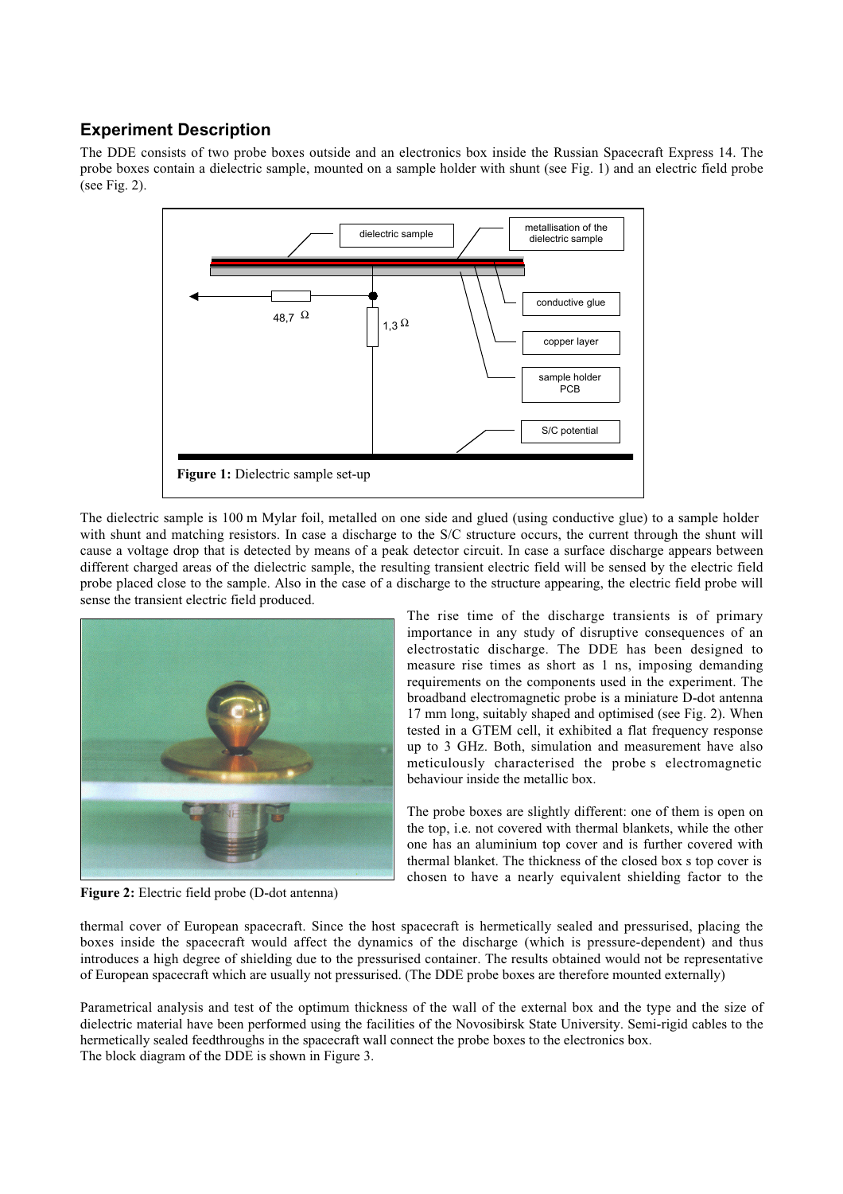## Experiment Description

The DDE consists of two probe boxes outside and an electronics box inside the Russian Spacecraft Express 14. The probe boxes contain a dielectric sample, mounted on a sample holder with shunt (see Fig. 1) and an electric field probe (see Fig. 2).

**Figure 1:** Dielectric sample set-up

The dielectric sample is 100 m Mylar foil, metalled on one side and glued (using conductive glue) to a sample holder with shunt and matching resistors. In case a discharge to the S/C structure occurs, the current through the shunt will cause a voltage drop that is detected by means of a peak detector circuit. In case a surface discharge appears between different charged areas of the dielectric sample, the resulting transient electric field will be sensed by the electric field probe placed close to the sample. Also in the case of a discharge to the structure appearing, the electric field probe will sense the transient electric field produced.

**Figure 2:** Electric field probe (D-dot antenna)

The rise time of the discharge transients is of primary importance in any study of disruptive consequences of an electrostatic discharge. The DDE has been designed to measure rise times as short as 1 ns, imposing demanding requirements on the components used in the experiment. The broadband electromagnetic probe is a miniature D-dot antenna 17 mm long, suitably shaped and optimised (see Fig. 2). When tested in a GTEM cell, it exhibited a flat frequency response up to 3 GHz. Both, simulation and measurement have also meticulously characterised the probe s electromagnetic behaviour inside the metallic box.

The probe boxes are slightly different: one of them is open on the top, i.e. not covered with thermal blankets, while the other one has an aluminium top cover and is further covered with thermal blanket. The thickness of the closed box s top cover is chosen to have a nearly equivalent shielding factor to the thermal cover of European spacecraft. Since the host spacecraft is hermetically sealed and pressurised, placing the boxes inside the spacecraft would affect the dynamics of the discharge (which is pressure-dependent) and thus introduces a high degree of shielding due to the pressurised container. The results obtained would not be representative of European spacecraft which are usually not pressurised. (The DDE probe boxes are therefore mounted externally)

Parametrical analysis and test of the optimum thickness of the wall of the external box and the type and the size of dielectric material have been performed using the facilities of the Novosibirsk State University. Semi-rigid cables to the hermetically sealed feedthroughs in the spacecraft wall connect the probe boxes to the electronics box.
The block diagram of the DDE is shown in Figure 3.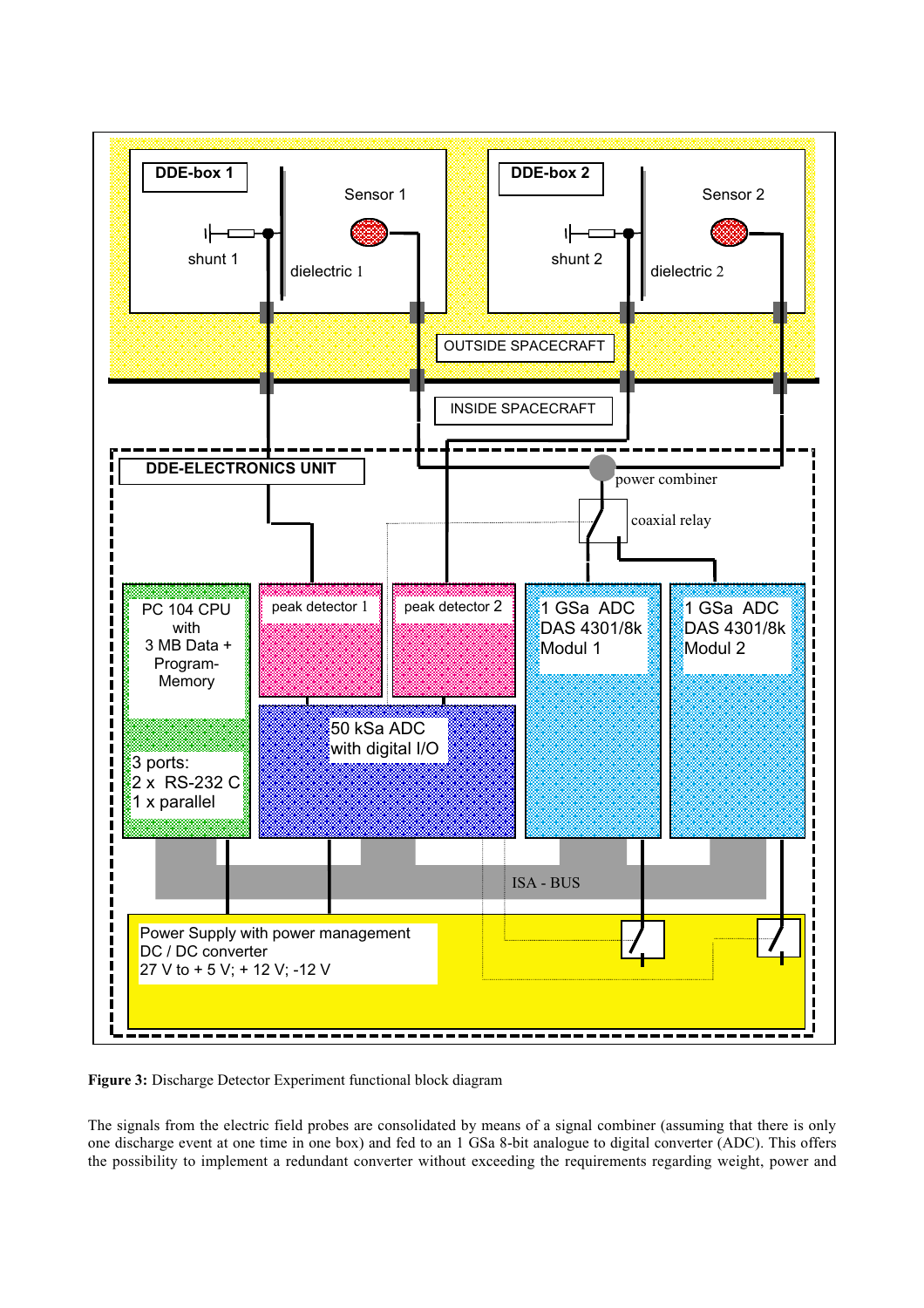**Figure 3:** Discharge Detector Experiment functional block diagram

The signals from the electric field probes are consolidated by means of a signal combiner (assuming that there is only one discharge event at one time in one box) and fed to an 1 GSa 8-bit analogue to digital converter (ADC). This offers the possibility to implement a redundant converter without exceeding the requirements regarding weight, power and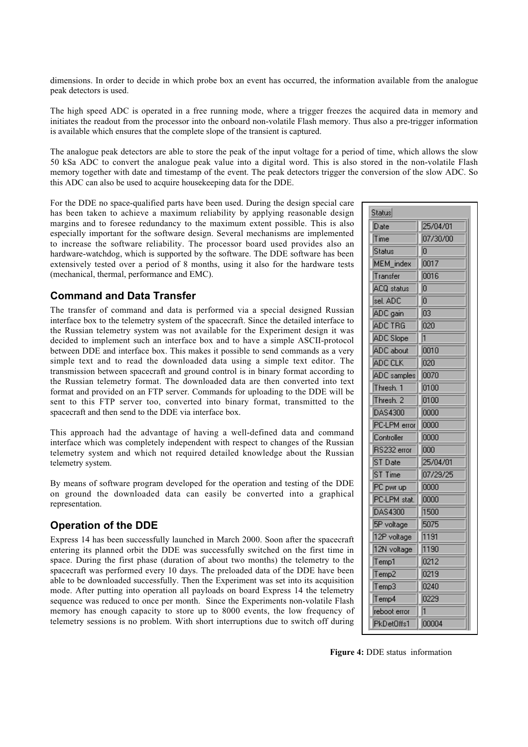dimensions. In order to decide in which probe box an event has occurred, the information available from the analogue peak detectors is used.

The high speed ADC is operated in a free running mode, where a trigger freezes the acquired data in memory and initiates the readout from the processor into the onboard non-volatile Flash memory. Thus also a pre-trigger information is available which ensures that the complete slope of the transient is captured.

The analogue peak detectors are able to store the peak of the input voltage for a period of time, which allows the slow 50 kSa ADC to convert the analogue peak value into a digital word. This is also stored in the non-volatile Flash memory together with date and timestamp of the event. The peak detectors trigger the conversion of the slow ADC. So this ADC can also be used to acquire housekeeping data for the DDE.

For the DDE no space-qualified parts have been used. During the design special care has been taken to achieve a maximum reliability by applying reasonable design margins and to foresee redundancy to the maximum extent possible. This is also especially important for the software design. Several mechanisms are implemented to increase the software reliability. The processor board used provides also an hardware-watchdog, which is supported by the software. The DDE software has been extensively tested over a period of 8 months, using it also for the hardware tests (mechanical, thermal, performance and EMC).

## Command and Data Transfer

The transfer of command and data is performed via a special designed Russian interface box to the telemetry system of the spacecraft. Since the detailed interface to the Russian telemetry system was not available for the Experiment design it was decided to implement such an interface box and to have a simple ASCII-protocol between DDE and interface box. This makes it possible to send commands as a very simple text and to read the downloaded data using a simple text editor. The transmission between spacecraft and ground control is in binary format according to the Russian telemetry format. The downloaded data are then converted into text format and provided on an FTP server. Commands for uploading to the DDE will be sent to this FTP server too, converted into binary format, transmitted to the spacecraft and then send to the DDE via interface box.

This approach had the advantage of having a well-defined data and command interface which was completely independent with respect to changes of the Russian telemetry system and which not required detailed knowledge about the Russian telemetry system.

By means of software program developed for the operation and testing of the DDE on ground the downloaded data can easily be converted into a graphical representation.

## Operation of the DDE

Express 14 has been successfully launched in March 2000. Soon after the spacecraft entering its planned orbit the DDE was successfully switched on the first time in space. During the first phase (duration of about two months) the telemetry to the spacecraft was performed every 10 days. The preloaded data of the DDE have been able to be downloaded successfully. Then the Experiment was set into its acquisition mode. After putting into operation all payloads on board Express 14 the telemetry sequence was reduced to once per month. Since the Experiments non-volatile Flash memory has enough capacity to store up to 8000 events, the low frequency of telemetry sessions is no problem. With short interruptions due to switch off during

| Status | |
|---|---|
| Date | 25/04/01 |
| Time | 07/30/00 |
| Status | 0 |
| MEM_index | 0017 |
| Transfer | 0016 |
| ACQ status | 0 |
| sel. ADC | 0 |
| ADC gain | 03 |
| ADC TRG | 020 |
| ADC Slope | 1 |
| ADC about | 0010 |
| ADC CLK | 020 |
| ADC samples | 0070 |
| Thresh. 1 | 0100 |
| Thresh. 2 | 0100 |
| DAS4300 | 0000 |
| PC-LPM error | 0000 |
| Controller | 0000 |
| RS232 error | 000 |
| ST Date | 25/04/01 |
| ST Time | 07/29/25 |
| PC pwr up | 0000 |
| PC-LPM stat. | 0000 |
| DAS4300 | 1500 |
| 5P voltage | 5075 |
| 12P voltage | 1191 |
| 12N voltage | 1190 |
| Temp1 | 0212 |
| Temp2 | 0219 |
| Temp3 | 0240 |
| Temp4 | 0229 |
| reboot error | 1 |
| PkDetOffs1 | 00004 |

**Figure 4:** DDE status information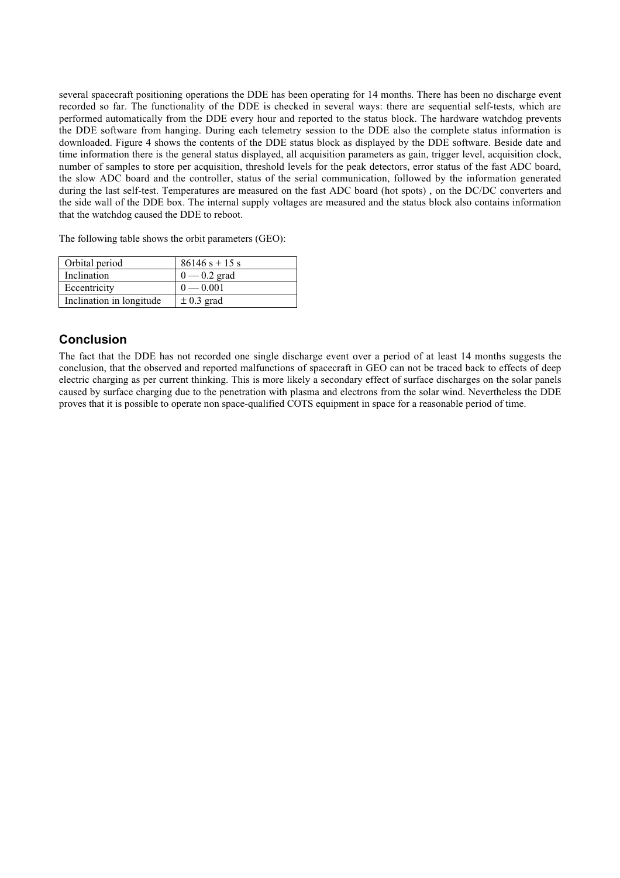several spacecraft positioning operations the DDE has been operating for 14 months. There has been no discharge event recorded so far. The functionality of the DDE is checked in several ways: there are sequential self-tests, which are performed automatically from the DDE every hour and reported to the status block. The hardware watchdog prevents the DDE software from hanging. During each telemetry session to the DDE also the complete status information is downloaded. Figure 4 shows the contents of the DDE status block as displayed by the DDE software. Beside date and time information there is the general status displayed, all acquisition parameters as gain, trigger level, acquisition clock, number of samples to store per acquisition, threshold levels for the peak detectors, error status of the fast ADC board, the slow ADC board and the controller, status of the serial communication, followed by the information generated during the last self-test. Temperatures are measured on the fast ADC board (hot spots) , on the DC/DC converters and the side wall of the DDE box. The internal supply voltages are measured and the status block also contains information that the watchdog caused the DDE to reboot.

The following table shows the orbit parameters (GEO):

| | |
|---|---|
| Orbital period | 86146 s + 15 s |
| Inclination | 0 — 0.2 grad |
| Eccentricity | 0 — 0.001 |
| Inclination in longitude | ± 0.3 grad |

## Conclusion

The fact that the DDE has not recorded one single discharge event over a period of at least 14 months suggests the conclusion, that the observed and reported malfunctions of spacecraft in GEO can not be traced back to effects of deep electric charging as per current thinking. This is more likely a secondary effect of surface discharges on the solar panels caused by surface charging due to the penetration with plasma and electrons from the solar wind. Nevertheless the DDE proves that it is possible to operate non space-qualified COTS equipment in space for a reasonable period of time.